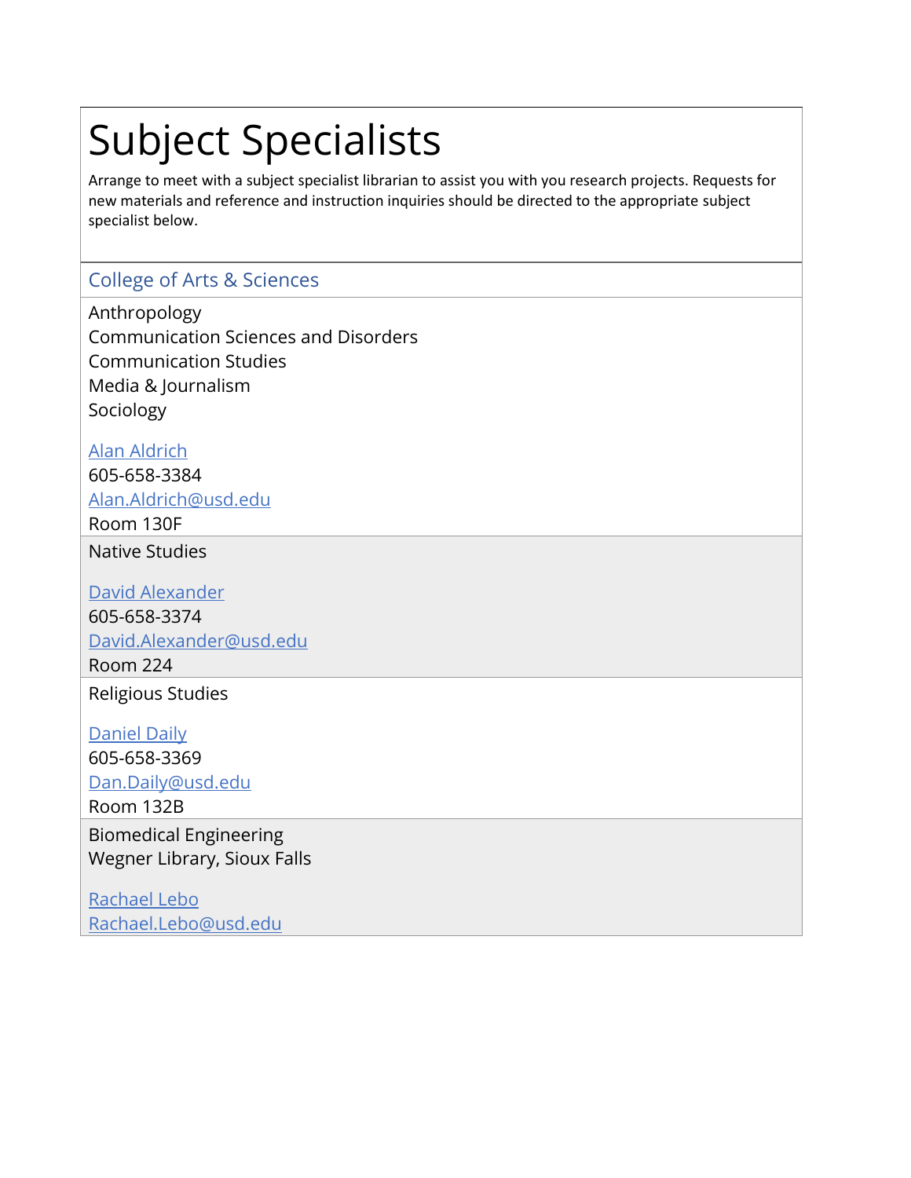# Subject Specialists

Arrange to meet with a subject specialist librarian to assist you with you research projects. Requests for new materials and reference and instruction inquiries should be directed to the appropriate subject specialist below.

## College of Arts & Sciences

Anthropology
Communication Sciences and Disorders
Communication Studies
Media & Journalism
Sociology

Alan Aldrich
605-658-3384
Alan.Aldrich@usd.edu
Room 130F

Native Studies

David Alexander
605-658-3374
David.Alexander@usd.edu
Room 224

Religious Studies

Daniel Daily
605-658-3369
Dan.Daily@usd.edu
Room 132B

Biomedical Engineering
Wegner Library, Sioux Falls

Rachael Lebo
Rachael.Lebo@usd.edu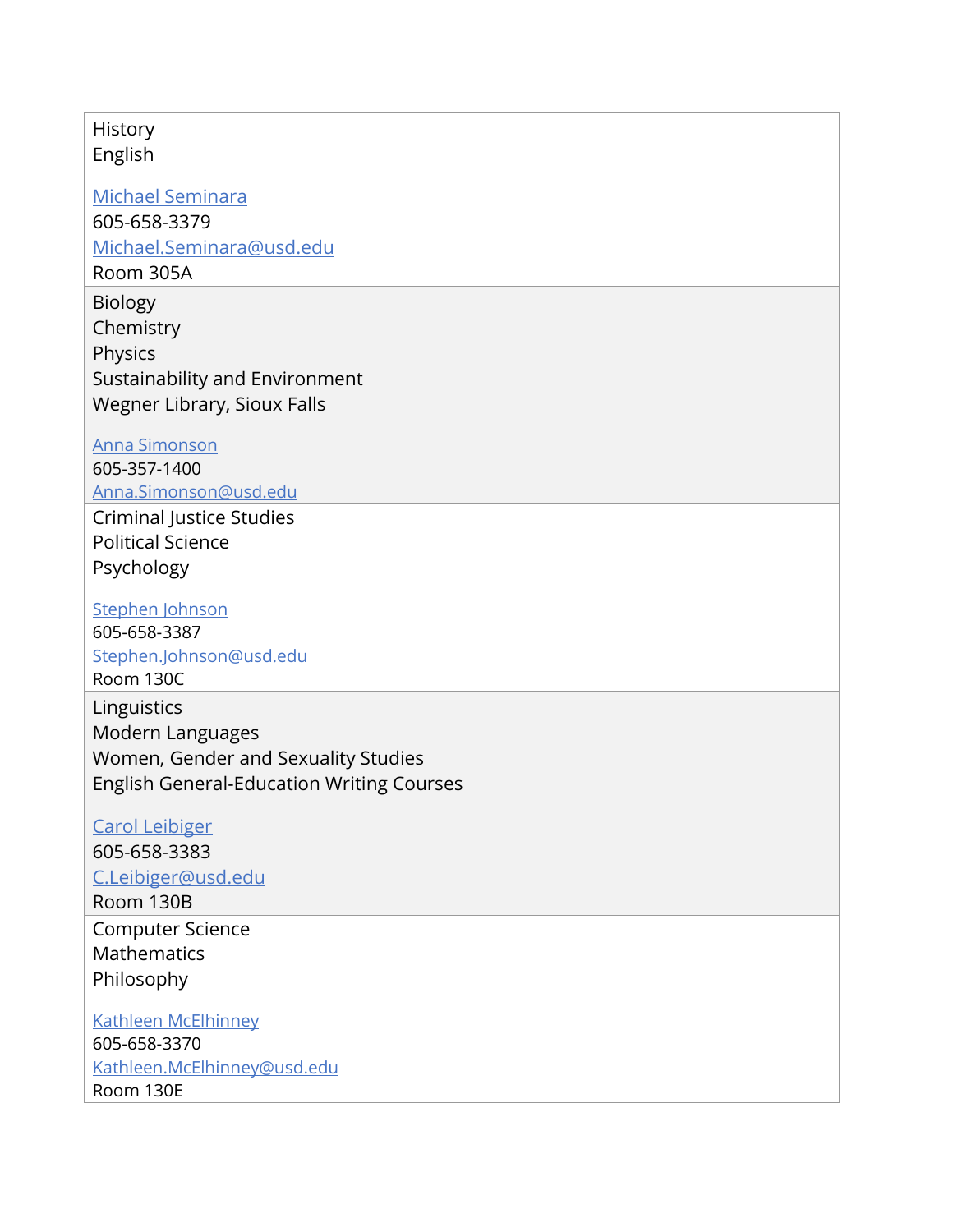| |
|---|
| History<br>English<br><br>[Michael Seminara](mailto:Michael.Seminara@usd.edu)<br>605-658-3379<br>[Michael.Seminara@usd.edu](mailto:Michael.Seminara@usd.edu)<br>Room 305A |
| Biology<br>Chemistry<br>Physics<br>Sustainability and Environment<br>Wegner Library, Sioux Falls<br><br>[Anna Simonson](mailto:Anna.Simonson@usd.edu)<br>605-357-1400<br>[Anna.Simonson@usd.edu](mailto:Anna.Simonson@usd.edu) |
| Criminal Justice Studies<br>Political Science<br>Psychology<br><br>[Stephen Johnson](mailto:Stephen.Johnson@usd.edu)<br>605-658-3387<br>[Stephen.Johnson@usd.edu](mailto:Stephen.Johnson@usd.edu)<br>Room 130C |
| Linguistics<br>Modern Languages<br>Women, Gender and Sexuality Studies<br>English General-Education Writing Courses<br><br>[Carol Leibiger](mailto:C.Leibiger@usd.edu)<br>605-658-3383<br>[C.Leibiger@usd.edu](mailto:C.Leibiger@usd.edu)<br>Room 130B |
| Computer Science<br>Mathematics<br>Philosophy<br><br>[Kathleen McElhinney](mailto:Kathleen.McElhinney@usd.edu)<br>605-658-3370<br>[Kathleen.McElhinney@usd.edu](mailto:Kathleen.McElhinney@usd.edu)<br>Room 130E |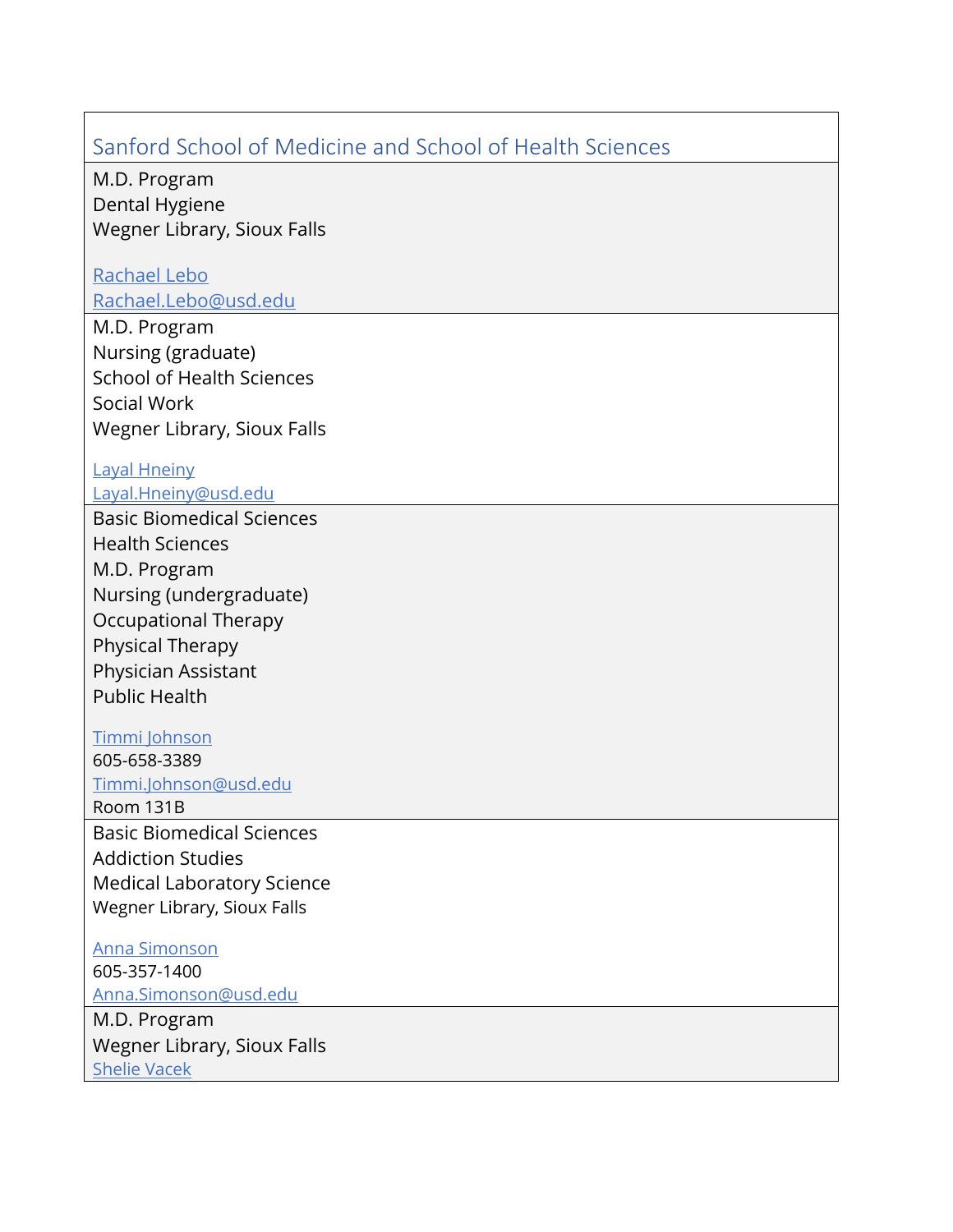| Sanford School of Medicine and School of Health Sciences |
| --- |
| M.D. Program<br>Dental Hygiene<br>Wegner Library, Sioux Falls<br><br>Rachael Lebo<br>Rachael.Lebo@usd.edu |
| M.D. Program<br>Nursing (graduate)<br>School of Health Sciences<br>Social Work<br>Wegner Library, Sioux Falls<br><br>Layal Hneiny<br>Layal.Hneiny@usd.edu |
| Basic Biomedical Sciences<br>Health Sciences<br>M.D. Program<br>Nursing (undergraduate)<br>Occupational Therapy<br>Physical Therapy<br>Physician Assistant<br>Public Health<br><br>Timmi Johnson<br>605-658-3389<br>Timmi.Johnson@usd.edu<br>Room 131B |
| Basic Biomedical Sciences<br>Addiction Studies<br>Medical Laboratory Science<br>Wegner Library, Sioux Falls<br><br>Anna Simonson<br>605-357-1400<br>Anna.Simonson@usd.edu |
| M.D. Program<br>Wegner Library, Sioux Falls<br>Shelie Vacek |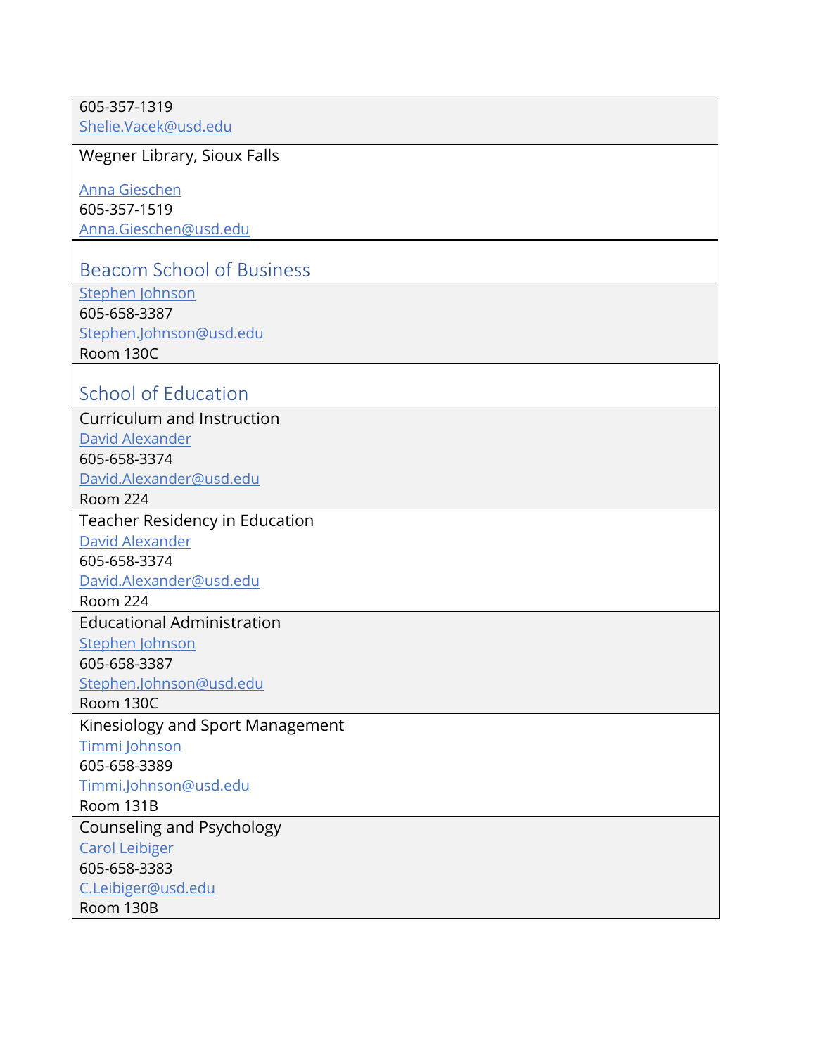605-357-1319
[Shelie.Vacek@usd.edu](mailto:Shelie.Vacek@usd.edu)

Wegner Library, Sioux Falls

[Anna Gieschen](#)
605-357-1519
[Anna.Gieschen@usd.edu](mailto:Anna.Gieschen@usd.edu)

## Beacom School of Business

[Stephen Johnson](#)
605-658-3387
[Stephen.Johnson@usd.edu](mailto:Stephen.Johnson@usd.edu)
Room 130C

## School of Education

Curriculum and Instruction
[David Alexander](#)
605-658-3374
[David.Alexander@usd.edu](mailto:David.Alexander@usd.edu)
Room 224

Teacher Residency in Education
[David Alexander](#)
605-658-3374
[David.Alexander@usd.edu](mailto:David.Alexander@usd.edu)
Room 224

Educational Administration
[Stephen Johnson](#)
605-658-3387
[Stephen.Johnson@usd.edu](mailto:Stephen.Johnson@usd.edu)
Room 130C

Kinesiology and Sport Management
[Timmi Johnson](#)
605-658-3389
[Timmi.Johnson@usd.edu](mailto:Timmi.Johnson@usd.edu)
Room 131B

Counseling and Psychology
[Carol Leibiger](#)
605-658-3383
[C.Leibiger@usd.edu](mailto:C.Leibiger@usd.edu)
Room 130B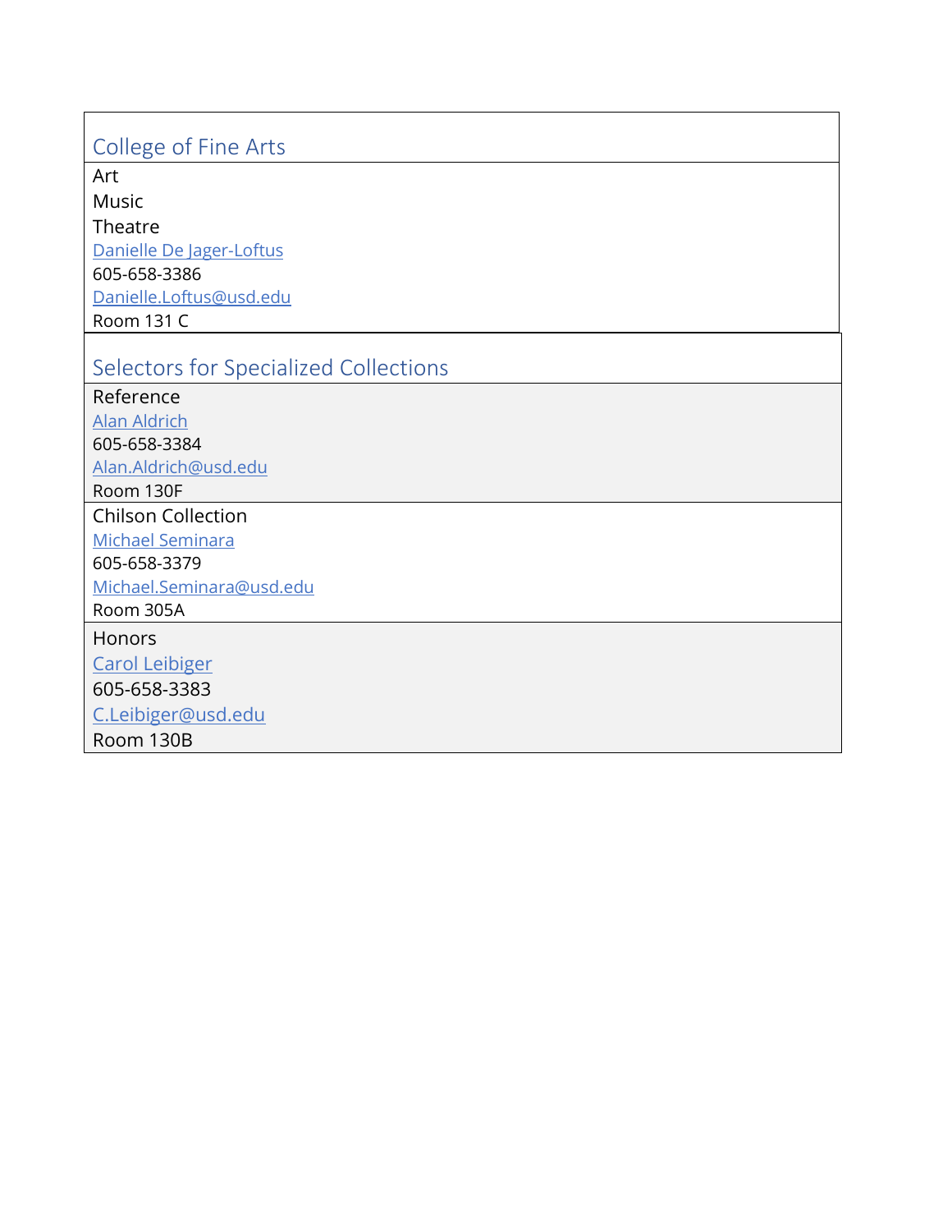## College of Fine Arts

Art
Music
Theatre
[Danielle De Jager-Loftus](#)
605-658-3386
[Danielle.Loftus@usd.edu](mailto:Danielle.Loftus@usd.edu)
Room 131 C

## Selectors for Specialized Collections

Reference
[Alan Aldrich](#)
605-658-3384
[Alan.Aldrich@usd.edu](mailto:Alan.Aldrich@usd.edu)
Room 130F

Chilson Collection
[Michael Seminara](#)
605-658-3379
[Michael.Seminara@usd.edu](mailto:Michael.Seminara@usd.edu)
Room 305A

Honors
[Carol Leibiger](#)
605-658-3383
[C.Leibiger@usd.edu](mailto:C.Leibiger@usd.edu)
Room 130B